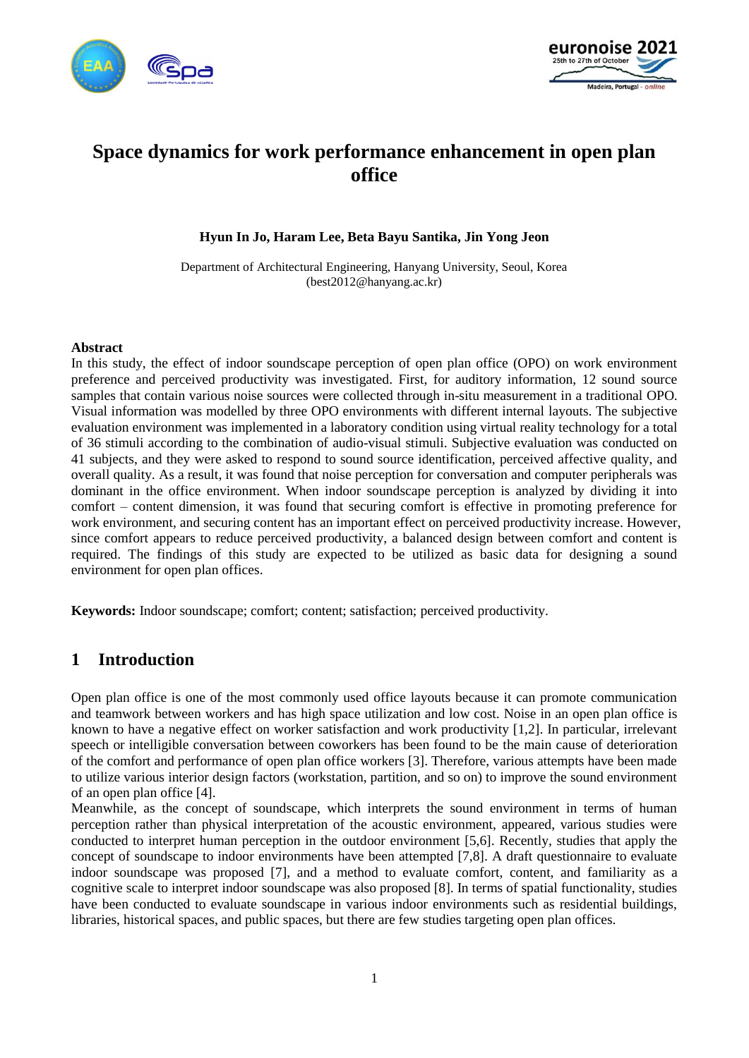# Space dynamics for work performance enhancement in open plan office

**Hyun In Jo, Haram Lee, Beta Bayu Santika, Jin Yong Jeon**

Department of Architectural Engineering, Hanyang University, Seoul, Korea
(best2012@hanyang.ac.kr)

## Abstract

In this study, the effect of indoor soundscape perception of open plan office (OPO) on work environment preference and perceived productivity was investigated. First, for auditory information, 12 sound source samples that contain various noise sources were collected through in-situ measurement in a traditional OPO. Visual information was modelled by three OPO environments with different internal layouts. The subjective evaluation environment was implemented in a laboratory condition using virtual reality technology for a total of 36 stimuli according to the combination of audio-visual stimuli. Subjective evaluation was conducted on 41 subjects, and they were asked to respond to sound source identification, perceived affective quality, and overall quality. As a result, it was found that noise perception for conversation and computer peripherals was dominant in the office environment. When indoor soundscape perception is analyzed by dividing it into comfort – content dimension, it was found that securing comfort is effective in promoting preference for work environment, and securing content has an important effect on perceived productivity increase. However, since comfort appears to reduce perceived productivity, a balanced design between comfort and content is required. The findings of this study are expected to be utilized as basic data for designing a sound environment for open plan offices.

**Keywords:** Indoor soundscape; comfort; content; satisfaction; perceived productivity.

## 1 Introduction

Open plan office is one of the most commonly used office layouts because it can promote communication and teamwork between workers and has high space utilization and low cost. Noise in an open plan office is known to have a negative effect on worker satisfaction and work productivity [1,2]. In particular, irrelevant speech or intelligible conversation between coworkers has been found to be the main cause of deterioration of the comfort and performance of open plan office workers [3]. Therefore, various attempts have been made to utilize various interior design factors (workstation, partition, and so on) to improve the sound environment of an open plan office [4].

Meanwhile, as the concept of soundscape, which interprets the sound environment in terms of human perception rather than physical interpretation of the acoustic environment, appeared, various studies were conducted to interpret human perception in the outdoor environment [5,6]. Recently, studies that apply the concept of soundscape to indoor environments have been attempted [7,8]. A draft questionnaire to evaluate indoor soundscape was proposed [7], and a method to evaluate comfort, content, and familiarity as a cognitive scale to interpret indoor soundscape was also proposed [8]. In terms of spatial functionality, studies have been conducted to evaluate soundscape in various indoor environments such as residential buildings, libraries, historical spaces, and public spaces, but there are few studies targeting open plan offices.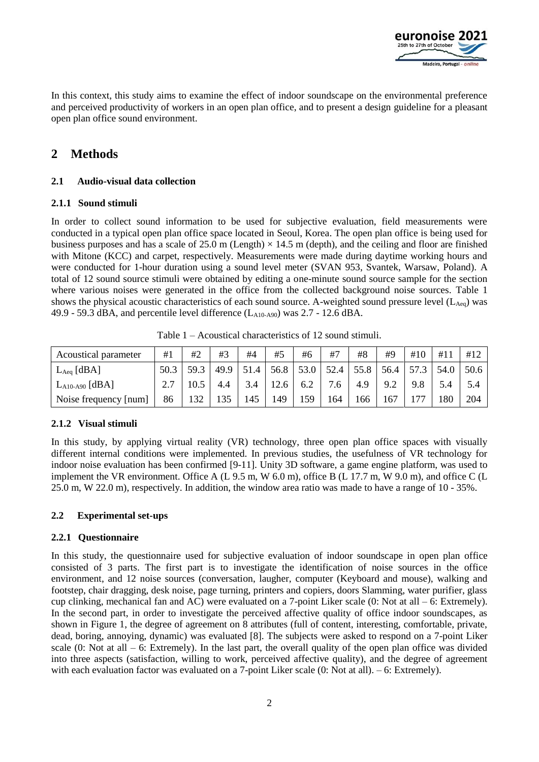In this context, this study aims to examine the effect of indoor soundscape on the environmental preference and perceived productivity of workers in an open plan office, and to present a design guideline for a pleasant open plan office sound environment.

# 2 Methods

## 2.1 Audio-visual data collection

### 2.1.1 Sound stimuli

In order to collect sound information to be used for subjective evaluation, field measurements were conducted in a typical open plan office space located in Seoul, Korea. The open plan office is being used for business purposes and has a scale of 25.0 m (Length) × 14.5 m (depth), and the ceiling and floor are finished with Mitone (KCC) and carpet, respectively. Measurements were made during daytime working hours and were conducted for 1-hour duration using a sound level meter (SVAN 953, Svantek, Warsaw, Poland). A total of 12 sound source stimuli were obtained by editing a one-minute sound source sample for the section where various noises were generated in the office from the collected background noise sources. Table 1 shows the physical acoustic characteristics of each sound source. A-weighted sound pressure level ($L_{Aeq}$) was 49.9 - 59.3 dBA, and percentile level difference ($L_{A10-A90}$) was 2.7 - 12.6 dBA.

Table 1 – Acoustical characteristics of 12 sound stimuli.

| Acoustical parameter | #1 | #2 | #3 | #4 | #5 | #6 | #7 | #8 | #9 | #10 | #11 | #12 |
|---|---|---|---|---|---|---|---|---|---|---|---|---|
| $L_{Aeq}$ [dBA] | 50.3 | 59.3 | 49.9 | 51.4 | 56.8 | 53.0 | 52.4 | 55.8 | 56.4 | 57.3 | 54.0 | 50.6 |
| $L_{A10-A90}$ [dBA] | 2.7 | 10.5 | 4.4 | 3.4 | 12.6 | 6.2 | 7.6 | 4.9 | 9.2 | 9.8 | 5.4 | 5.4 |
| Noise frequency [num] | 86 | 132 | 135 | 145 | 149 | 159 | 164 | 166 | 167 | 177 | 180 | 204 |

### 2.1.2 Visual stimuli

In this study, by applying virtual reality (VR) technology, three open plan office spaces with visually different internal conditions were implemented. In previous studies, the usefulness of VR technology for indoor noise evaluation has been confirmed [9-11]. Unity 3D software, a game engine platform, was used to implement the VR environment. Office A (L 9.5 m, W 6.0 m), office B (L 17.7 m, W 9.0 m), and office C (L 25.0 m, W 22.0 m), respectively. In addition, the window area ratio was made to have a range of 10 - 35%.

## 2.2 Experimental set-ups

### 2.2.1 Questionnaire

In this study, the questionnaire used for subjective evaluation of indoor soundscape in open plan office consisted of 3 parts. The first part is to investigate the identification of noise sources in the office environment, and 12 noise sources (conversation, laugher, computer (Keyboard and mouse), walking and footstep, chair dragging, desk noise, page turning, printers and copiers, doors Slamming, water purifier, glass cup clinking, mechanical fan and AC) were evaluated on a 7-point Liker scale (0: Not at all – 6: Extremely). In the second part, in order to investigate the perceived affective quality of office indoor soundscapes, as shown in Figure 1, the degree of agreement on 8 attributes (full of content, interesting, comfortable, private, dead, boring, annoying, dynamic) was evaluated [8]. The subjects were asked to respond on a 7-point Liker scale (0: Not at all – 6: Extremely). In the last part, the overall quality of the open plan office was divided into three aspects (satisfaction, willing to work, perceived affective quality), and the degree of agreement with each evaluation factor was evaluated on a 7-point Liker scale (0: Not at all). – 6: Extremely).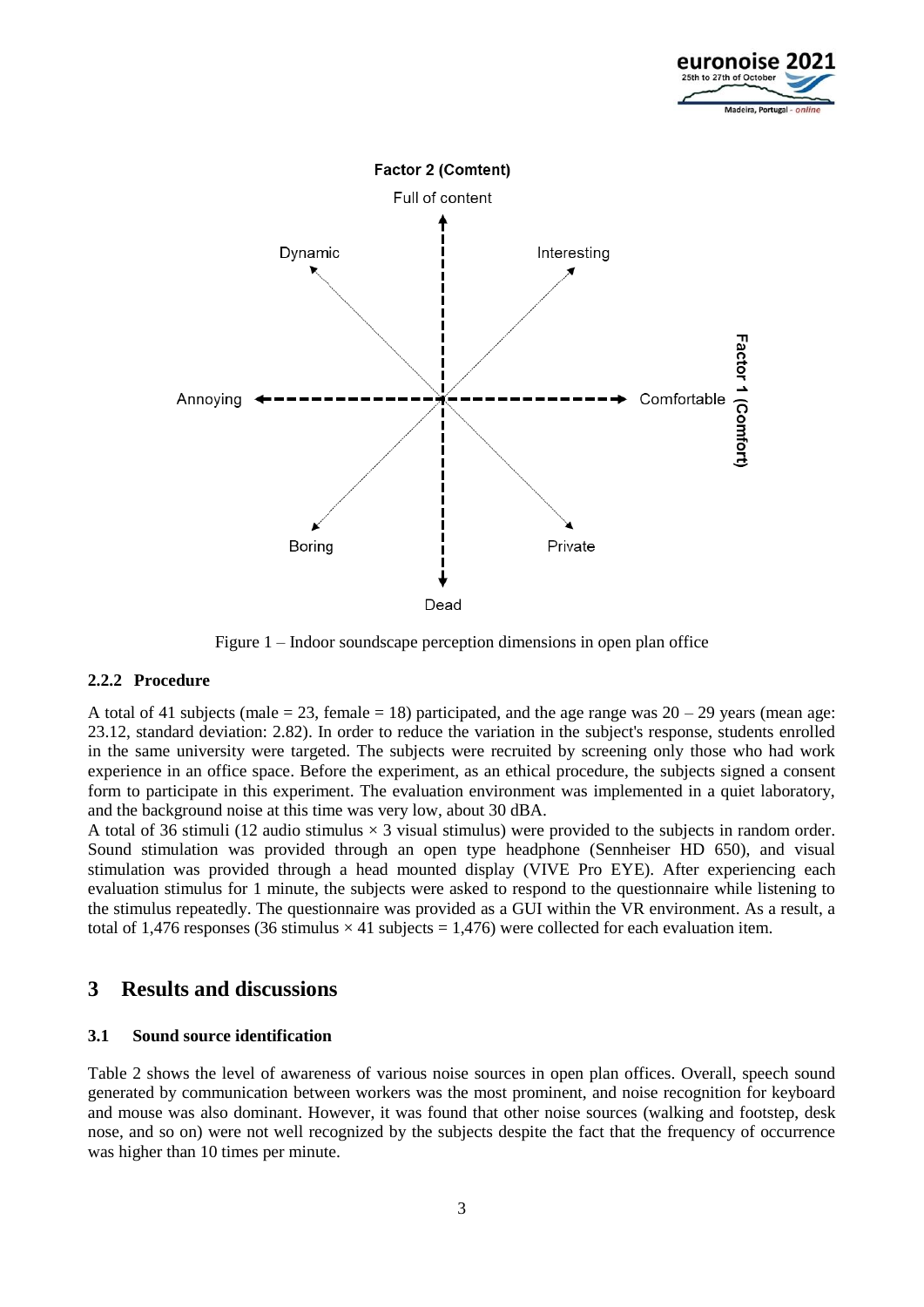Figure 1 – Indoor soundscape perception dimensions in open plan office

### 2.2.2 Procedure

A total of 41 subjects (male = 23, female = 18) participated, and the age range was 20 – 29 years (mean age: 23.12, standard deviation: 2.82). In order to reduce the variation in the subject's response, students enrolled in the same university were targeted. The subjects were recruited by screening only those who had work experience in an office space. Before the experiment, as an ethical procedure, the subjects signed a consent form to participate in this experiment. The evaluation environment was implemented in a quiet laboratory, and the background noise at this time was very low, about 30 dBA.
A total of 36 stimuli (12 audio stimulus × 3 visual stimulus) were provided to the subjects in random order. Sound stimulation was provided through an open type headphone (Sennheiser HD 650), and visual stimulation was provided through a head mounted display (VIVE Pro EYE). After experiencing each evaluation stimulus for 1 minute, the subjects were asked to respond to the questionnaire while listening to the stimulus repeatedly. The questionnaire was provided as a GUI within the VR environment. As a result, a total of 1,476 responses (36 stimulus × 41 subjects = 1,476) were collected for each evaluation item.

## 3 Results and discussions

### 3.1 Sound source identification

Table 2 shows the level of awareness of various noise sources in open plan offices. Overall, speech sound generated by communication between workers was the most prominent, and noise recognition for keyboard and mouse was also dominant. However, it was found that other noise sources (walking and footstep, desk nose, and so on) were not well recognized by the subjects despite the fact that the frequency of occurrence was higher than 10 times per minute.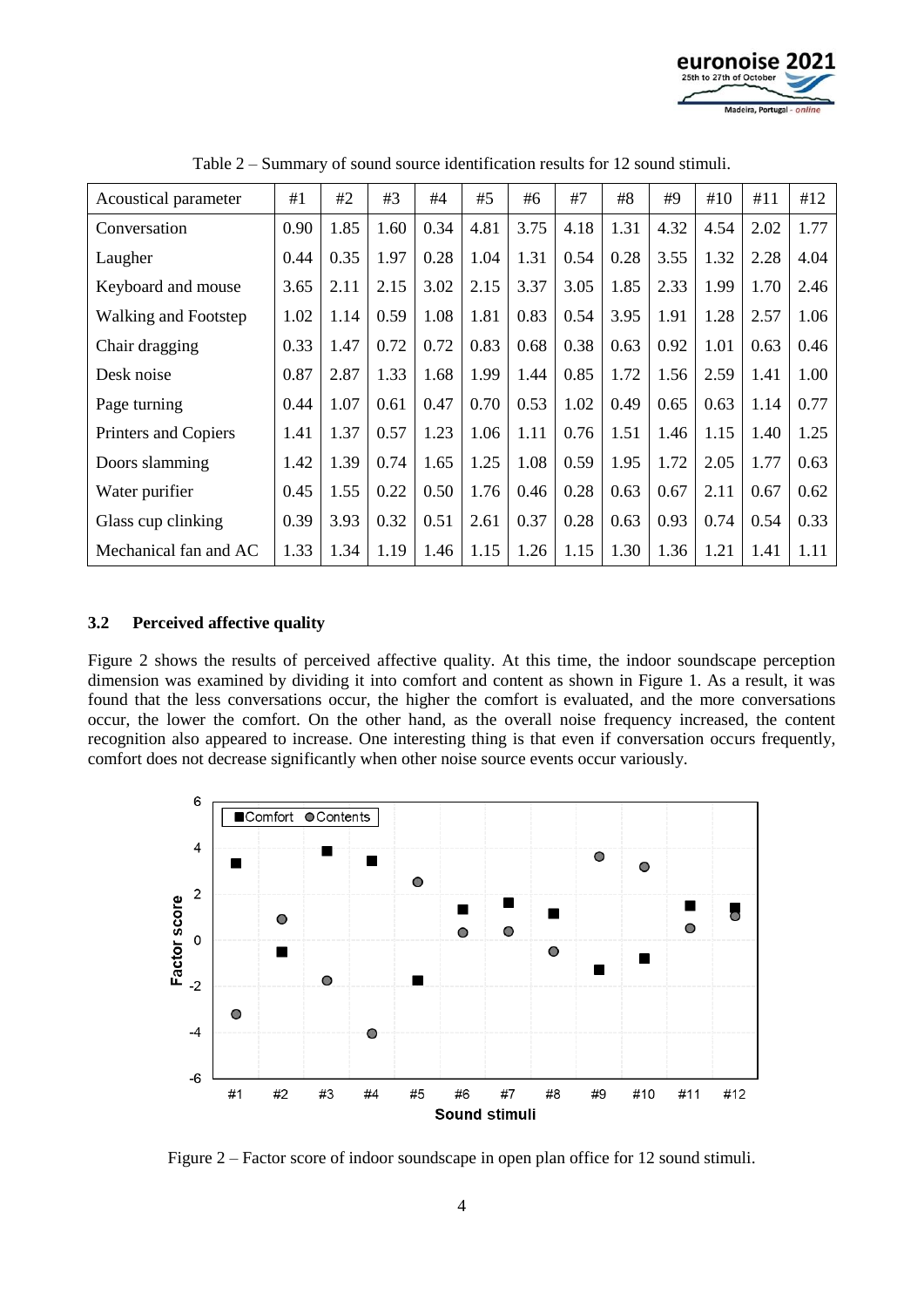Table 2 – Summary of sound source identification results for 12 sound stimuli.

| Acoustical parameter | #1 | #2 | #3 | #4 | #5 | #6 | #7 | #8 | #9 | #10 | #11 | #12 |
|---|---|---|---|---|---|---|---|---|---|---|---|---|
| Conversation | 0.90 | 1.85 | 1.60 | 0.34 | 4.81 | 3.75 | 4.18 | 1.31 | 4.32 | 4.54 | 2.02 | 1.77 |
| Laugher | 0.44 | 0.35 | 1.97 | 0.28 | 1.04 | 1.31 | 0.54 | 0.28 | 3.55 | 1.32 | 2.28 | 4.04 |
| Keyboard and mouse | 3.65 | 2.11 | 2.15 | 3.02 | 2.15 | 3.37 | 3.05 | 1.85 | 2.33 | 1.99 | 1.70 | 2.46 |
| Walking and Footstep | 1.02 | 1.14 | 0.59 | 1.08 | 1.81 | 0.83 | 0.54 | 3.95 | 1.91 | 1.28 | 2.57 | 1.06 |
| Chair dragging | 0.33 | 1.47 | 0.72 | 0.72 | 0.83 | 0.68 | 0.38 | 0.63 | 0.92 | 1.01 | 0.63 | 0.46 |
| Desk noise | 0.87 | 2.87 | 1.33 | 1.68 | 1.99 | 1.44 | 0.85 | 1.72 | 1.56 | 2.59 | 1.41 | 1.00 |
| Page turning | 0.44 | 1.07 | 0.61 | 0.47 | 0.70 | 0.53 | 1.02 | 0.49 | 0.65 | 0.63 | 1.14 | 0.77 |
| Printers and Copiers | 1.41 | 1.37 | 0.57 | 1.23 | 1.06 | 1.11 | 0.76 | 1.51 | 1.46 | 1.15 | 1.40 | 1.25 |
| Doors slamming | 1.42 | 1.39 | 0.74 | 1.65 | 1.25 | 1.08 | 0.59 | 1.95 | 1.72 | 2.05 | 1.77 | 0.63 |
| Water purifier | 0.45 | 1.55 | 0.22 | 0.50 | 1.76 | 0.46 | 0.28 | 0.63 | 0.67 | 2.11 | 0.67 | 0.62 |
| Glass cup clinking | 0.39 | 3.93 | 0.32 | 0.51 | 2.61 | 0.37 | 0.28 | 0.63 | 0.93 | 0.74 | 0.54 | 0.33 |
| Mechanical fan and AC | 1.33 | 1.34 | 1.19 | 1.46 | 1.15 | 1.26 | 1.15 | 1.30 | 1.36 | 1.21 | 1.41 | 1.11 |

### 3.2 Perceived affective quality

Figure 2 shows the results of perceived affective quality. At this time, the indoor soundscape perception dimension was examined by dividing it into comfort and content as shown in Figure 1. As a result, it was found that the less conversations occur, the higher the comfort is evaluated, and the more conversations occur, the lower the comfort. On the other hand, as the overall noise frequency increased, the content recognition also appeared to increase. One interesting thing is that even if conversation occurs frequently, comfort does not decrease significantly when other noise source events occur variously.

Figure 2 – Factor score of indoor soundscape in open plan office for 12 sound stimuli.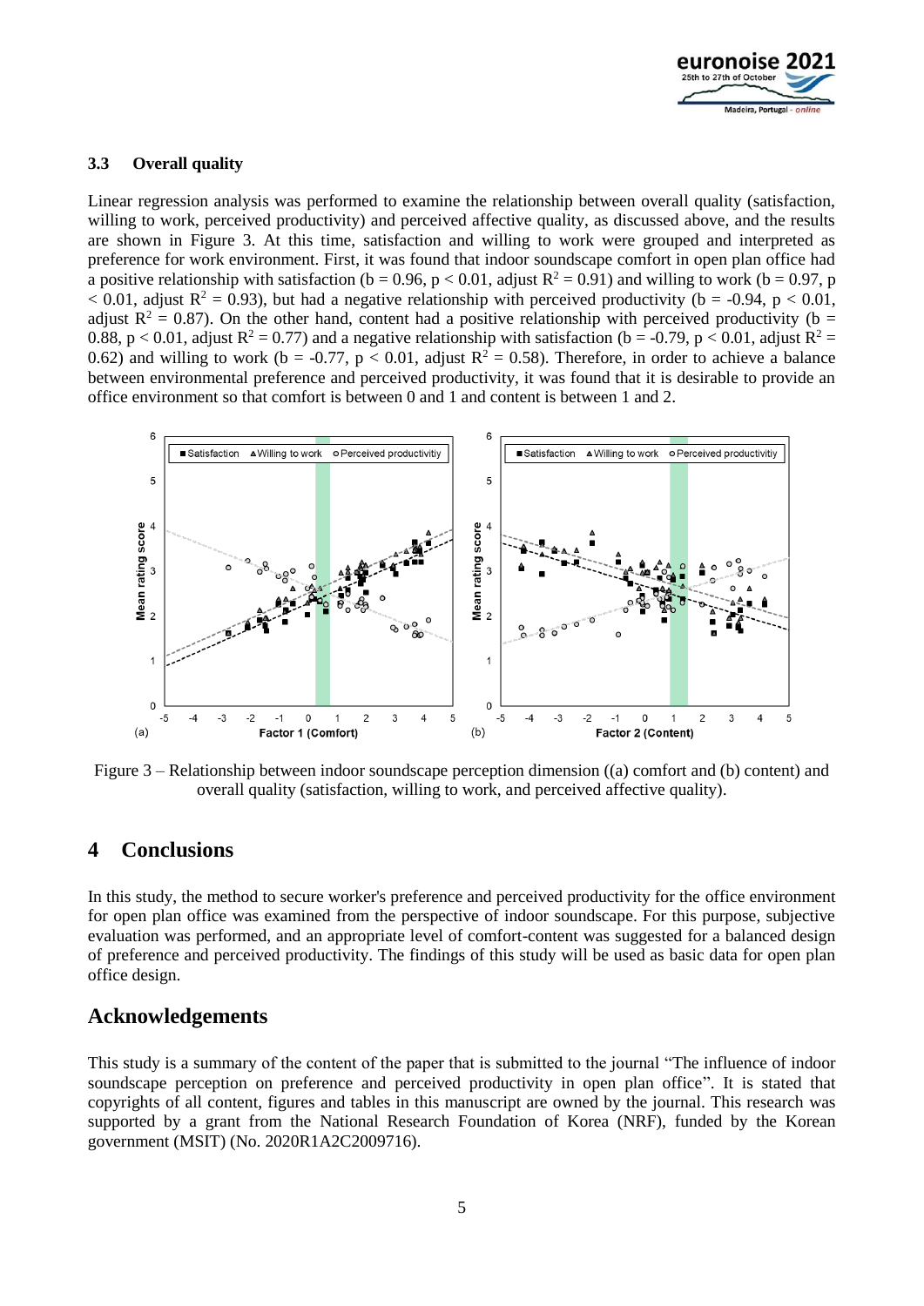### 3.3 Overall quality

Linear regression analysis was performed to examine the relationship between overall quality (satisfaction, willing to work, perceived productivity) and perceived affective quality, as discussed above, and the results are shown in Figure 3. At this time, satisfaction and willing to work were grouped and interpreted as preference for work environment. First, it was found that indoor soundscape comfort in open plan office had a positive relationship with satisfaction (b = 0.96, $p < 0.01$, adjust $R^2 = 0.91$) and willing to work (b = 0.97, $p < 0.01$, adjust $R^2 = 0.93$), but had a negative relationship with perceived productivity (b = -0.94, $p < 0.01$, adjust $R^2 = 0.87$). On the other hand, content had a positive relationship with perceived productivity (b = 0.88, $p < 0.01$, adjust $R^2 = 0.77$) and a negative relationship with satisfaction (b = -0.79, $p < 0.01$, adjust $R^2 = 0.62$) and willing to work (b = -0.77, $p < 0.01$, adjust $R^2 = 0.58$). Therefore, in order to achieve a balance between environmental preference and perceived productivity, it was found that it is desirable to provide an office environment so that comfort is between 0 and 1 and content is between 1 and 2.

Figure 3 – Relationship between indoor soundscape perception dimension ((a) comfort and (b) content) and overall quality (satisfaction, willing to work, and perceived affective quality).

## 4 Conclusions

In this study, the method to secure worker's preference and perceived productivity for the office environment for open plan office was examined from the perspective of indoor soundscape. For this purpose, subjective evaluation was performed, and an appropriate level of comfort-content was suggested for a balanced design of preference and perceived productivity. The findings of this study will be used as basic data for open plan office design.

## Acknowledgements

This study is a summary of the content of the paper that is submitted to the journal "The influence of indoor soundscape perception on preference and perceived productivity in open plan office". It is stated that copyrights of all content, figures and tables in this manuscript are owned by the journal. This research was supported by a grant from the National Research Foundation of Korea (NRF), funded by the Korean government (MSIT) (No. 2020R1A2C2009716).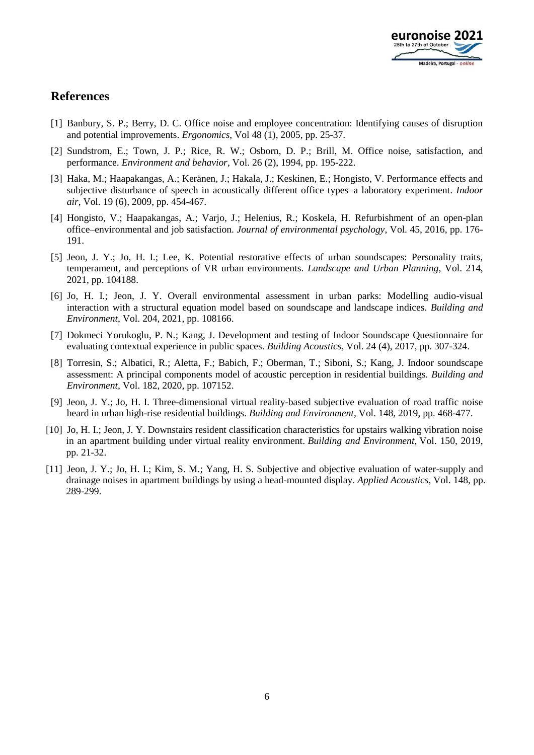## References

[1] Banbury, S. P.; Berry, D. C. Office noise and employee concentration: Identifying causes of disruption and potential improvements. *Ergonomics*, Vol 48 (1), 2005, pp. 25-37.

[2] Sundstrom, E.; Town, J. P.; Rice, R. W.; Osborn, D. P.; Brill, M. Office noise, satisfaction, and performance. *Environment and behavior*, Vol. 26 (2), 1994, pp. 195-222.

[3] Haka, M.; Haapakangas, A.; Keränen, J.; Hakala, J.; Keskinen, E.; Hongisto, V. Performance effects and subjective disturbance of speech in acoustically different office types–a laboratory experiment. *Indoor air*, Vol. 19 (6), 2009, pp. 454-467.

[4] Hongisto, V.; Haapakangas, A.; Varjo, J.; Helenius, R.; Koskela, H. Refurbishment of an open-plan office–environmental and job satisfaction. *Journal of environmental psychology*, Vol. 45, 2016, pp. 176-191.

[5] Jeon, J. Y.; Jo, H. I.; Lee, K. Potential restorative effects of urban soundscapes: Personality traits, temperament, and perceptions of VR urban environments. *Landscape and Urban Planning*, Vol. 214, 2021, pp. 104188.

[6] Jo, H. I.; Jeon, J. Y. Overall environmental assessment in urban parks: Modelling audio-visual interaction with a structural equation model based on soundscape and landscape indices. *Building and Environment*, Vol. 204, 2021, pp. 108166.

[7] Dokmeci Yorukoglu, P. N.; Kang, J. Development and testing of Indoor Soundscape Questionnaire for evaluating contextual experience in public spaces. *Building Acoustics*, Vol. 24 (4), 2017, pp. 307-324.

[8] Torresin, S.; Albatici, R.; Aletta, F.; Babich, F.; Oberman, T.; Siboni, S.; Kang, J. Indoor soundscape assessment: A principal components model of acoustic perception in residential buildings. *Building and Environment*, Vol. 182, 2020, pp. 107152.

[9] Jeon, J. Y.; Jo, H. I. Three-dimensional virtual reality-based subjective evaluation of road traffic noise heard in urban high-rise residential buildings. *Building and Environment*, Vol. 148, 2019, pp. 468-477.

[10] Jo, H. I.; Jeon, J. Y. Downstairs resident classification characteristics for upstairs walking vibration noise in an apartment building under virtual reality environment. *Building and Environment*, Vol. 150, 2019, pp. 21-32.

[11] Jeon, J. Y.; Jo, H. I.; Kim, S. M.; Yang, H. S. Subjective and objective evaluation of water-supply and drainage noises in apartment buildings by using a head-mounted display. *Applied Acoustics*, Vol. 148, pp. 289-299.